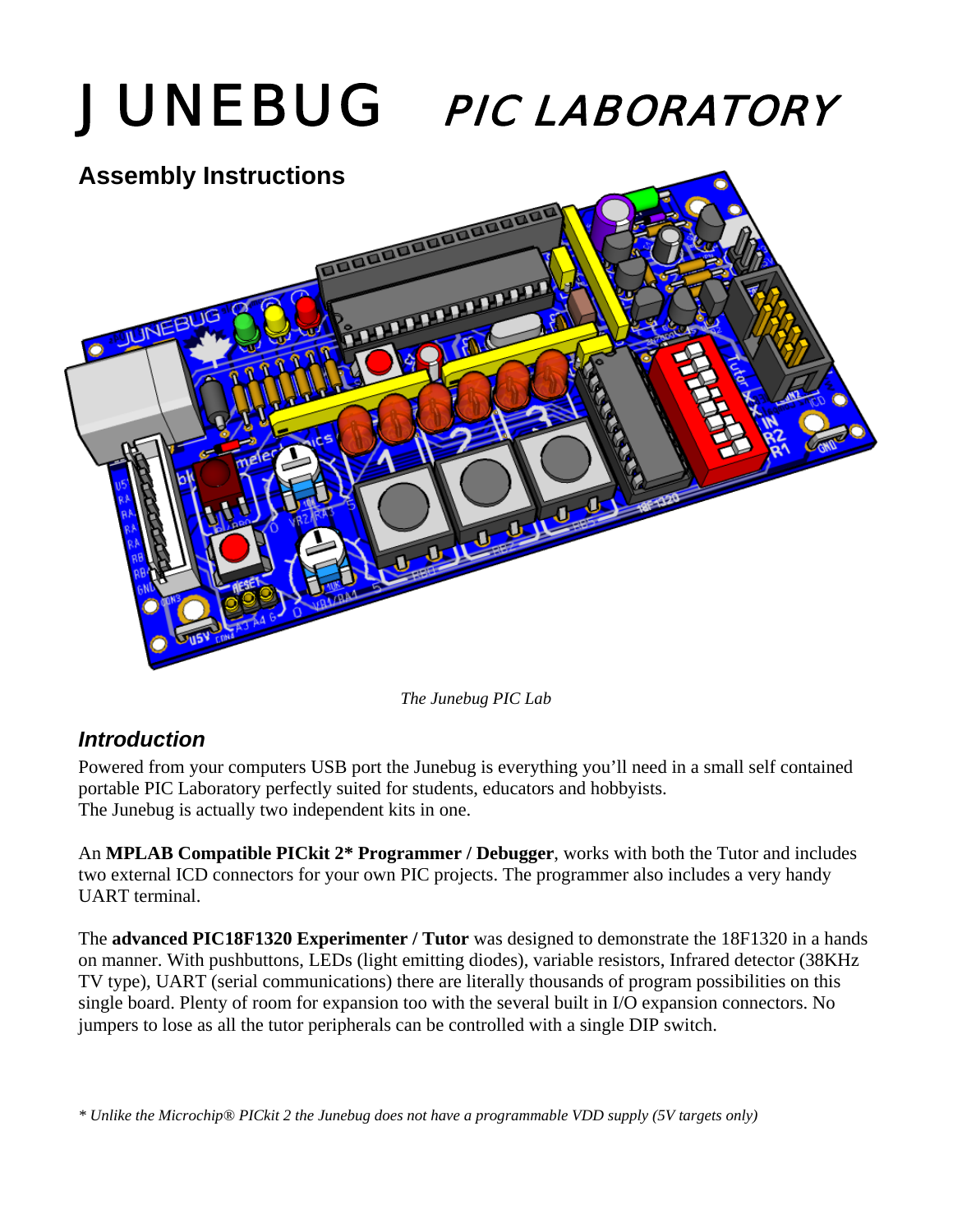# JUNEBUG PIC LABORATORY

## Assembly Instructions

*The Junebug PIC Lab*

### *Introduction*

Powered from your computers USB port the Junebug is everything you'll need in a small self contained portable PIC Laboratory perfectly suited for students, educators and hobbyists.
The Junebug is actually two independent kits in one.

An **MPLAB Compatible PICkit 2* Programmer / Debugger**, works with both the Tutor and includes two external ICD connectors for your own PIC projects. The programmer also includes a very handy UART terminal.

The **advanced PIC18F1320 Experimenter / Tutor** was designed to demonstrate the 18F1320 in a hands on manner. With pushbuttons, LEDs (light emitting diodes), variable resistors, Infrared detector (38KHz TV type), UART (serial communications) there are literally thousands of program possibilities on this single board. Plenty of room for expansion too with the several built in I/O expansion connectors. No jumpers to lose as all the tutor peripherals can be controlled with a single DIP switch.

*\* Unlike the Microchip® PICkit 2 the Junebug does not have a programmable VDD supply (5V targets only)*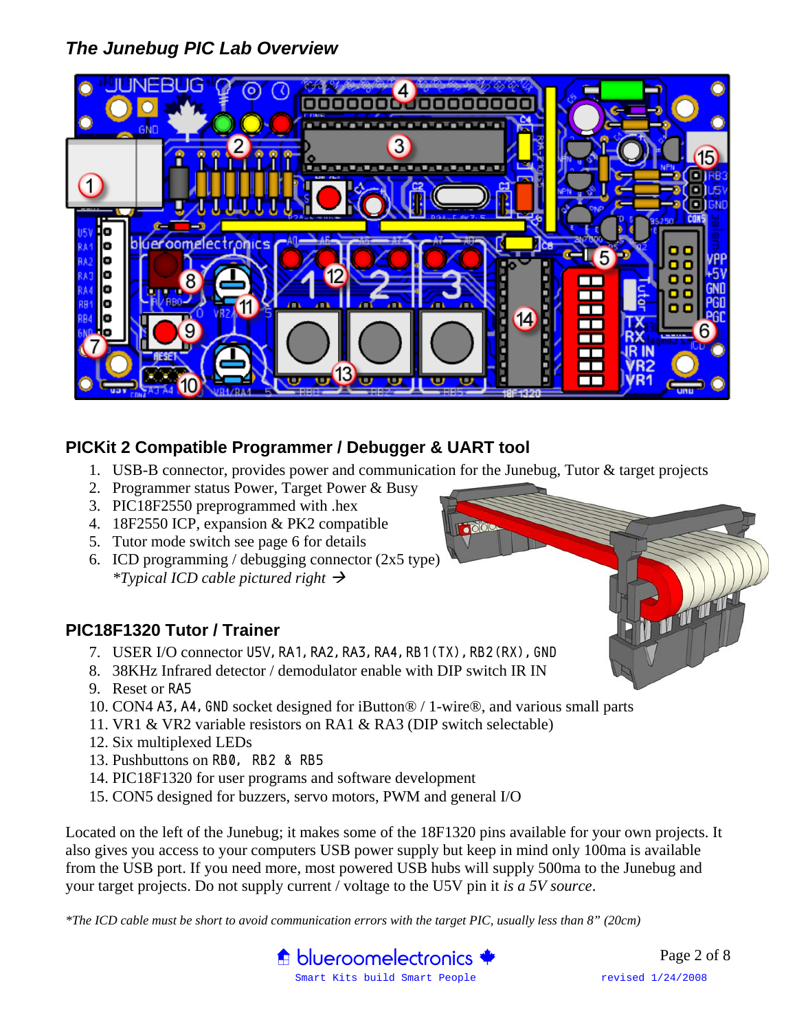## *The Junebug PIC Lab Overview*

### PICKit 2 Compatible Programmer / Debugger & UART tool

1. USB-B connector, provides power and communication for the Junebug, Tutor & target projects
2. Programmer status Power, Target Power & Busy
3. PIC18F2550 preprogrammed with .hex
4. 18F2550 ICP, expansion & PK2 compatible
5. Tutor mode switch see page 6 for details
6. ICD programming / debugging connector (2x5 type)
   **Typical ICD cable pictured right →*

### PIC18F1320 Tutor / Trainer

7. USER I/O connector U5V, RA1, RA2, RA3, RA4, RB1(TX), RB2(RX), GND
8. 38KHz Infrared detector / demodulator enable with DIP switch IR IN
9. Reset or RA5
10. CON4 A3, A4, GND socket designed for iButton® / 1-wire®, and various small parts
11. VR1 & VR2 variable resistors on RA1 & RA3 (DIP switch selectable)
12. Six multiplexed LEDs
13. Pushbuttons on RB0, RB2 & RB5
14. PIC18F1320 for user programs and software development
15. CON5 designed for buzzers, servo motors, PWM and general I/O

Located on the left of the Junebug; it makes some of the 18F1320 pins available for your own projects. It also gives you access to your computers USB power supply but keep in mind only 100ma is available from the USB port. If you need more, most powered USB hubs will supply 500ma to the Junebug and your target projects. Do not supply current / voltage to the U5V pin it *is a 5V source*.

**The ICD cable must be short to avoid communication errors with the target PIC, usually less than 8" (20cm)*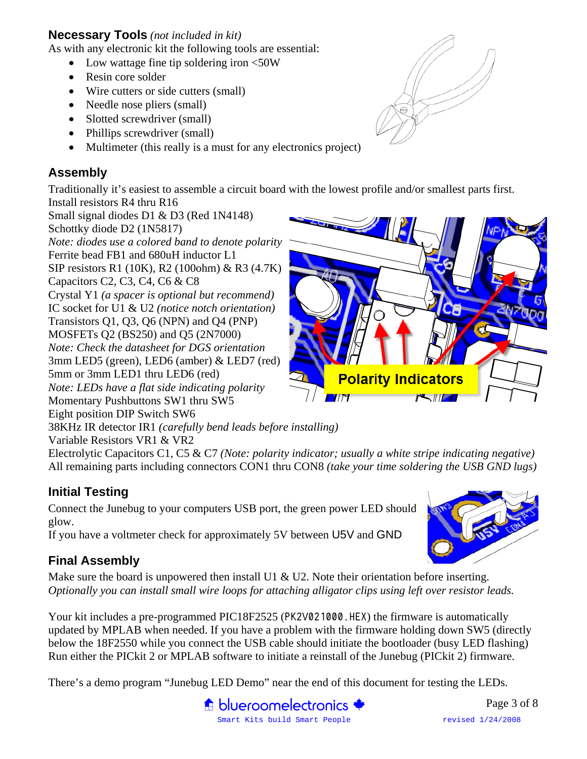## Necessary Tools *(not included in kit)*

As with any electronic kit the following tools are essential:

- Low wattage fine tip soldering iron <50W
- Resin core solder
- Wire cutters or side cutters (small)
- Needle nose pliers (small)
- Slotted screwdriver (small)
- Phillips screwdriver (small)
- Multimeter (this really is a must for any electronics project)

## Assembly

Traditionally it's easiest to assemble a circuit board with the lowest profile and/or smallest parts first.

Install resistors R4 thru R16
Small signal diodes D1 & D3 (Red 1N4148)
Schottky diode D2 (1N5817)
*Note: diodes use a colored band to denote polarity*
Ferrite bead FB1 and 680uH inductor L1
SIP resistors R1 (10K), R2 (100ohm) & R3 (4.7K)
Capacitors C2, C3, C4, C6 & C8
Crystal Y1 *(a spacer is optional but recommend)*
IC socket for U1 & U2 *(notice notch orientation)*
Transistors Q1, Q3, Q6 (NPN) and Q4 (PNP)
MOSFETs Q2 (BS250) and Q5 (2N7000)
*Note: Check the datasheet for DGS orientation*
3mm LED5 (green), LED6 (amber) & LED7 (red)
5mm or 3mm LED1 thru LED6 (red)
*Note: LEDs have a flat side indicating polarity*
Momentary Pushbuttons SW1 thru SW5
Eight position DIP Switch SW6
38KHz IR detector IR1 *(carefully bend leads before installing)*
Variable Resistors VR1 & VR2
Electrolytic Capacitors C1, C5 & C7 *(Note: polarity indicator; usually a white stripe indicating negative)*
All remaining parts including connectors CON1 thru CON8 *(take your time soldering the USB GND lugs)*

Polarity Indicators

## Initial Testing

Connect the Junebug to your computers USB port, the green power LED should glow.
If you have a voltmeter check for approximately 5V between U5V and GND

## Final Assembly

Make sure the board is unpowered then install U1 & U2. Note their orientation before inserting.
*Optionally you can install small wire loops for attaching alligator clips using left over resistor leads.*

Your kit includes a pre-programmed PIC18F2525 (`PK2V021000.HEX`) the firmware is automatically updated by MPLAB when needed. If you have a problem with the firmware holding down SW5 (directly below the 18F2550 while you connect the USB cable should initiate the bootloader (busy LED flashing) Run either the PICkit 2 or MPLAB software to initiate a reinstall of the Junebug (PICkit 2) firmware.

There's a demo program "Junebug LED Demo" near the end of this document for testing the LEDs.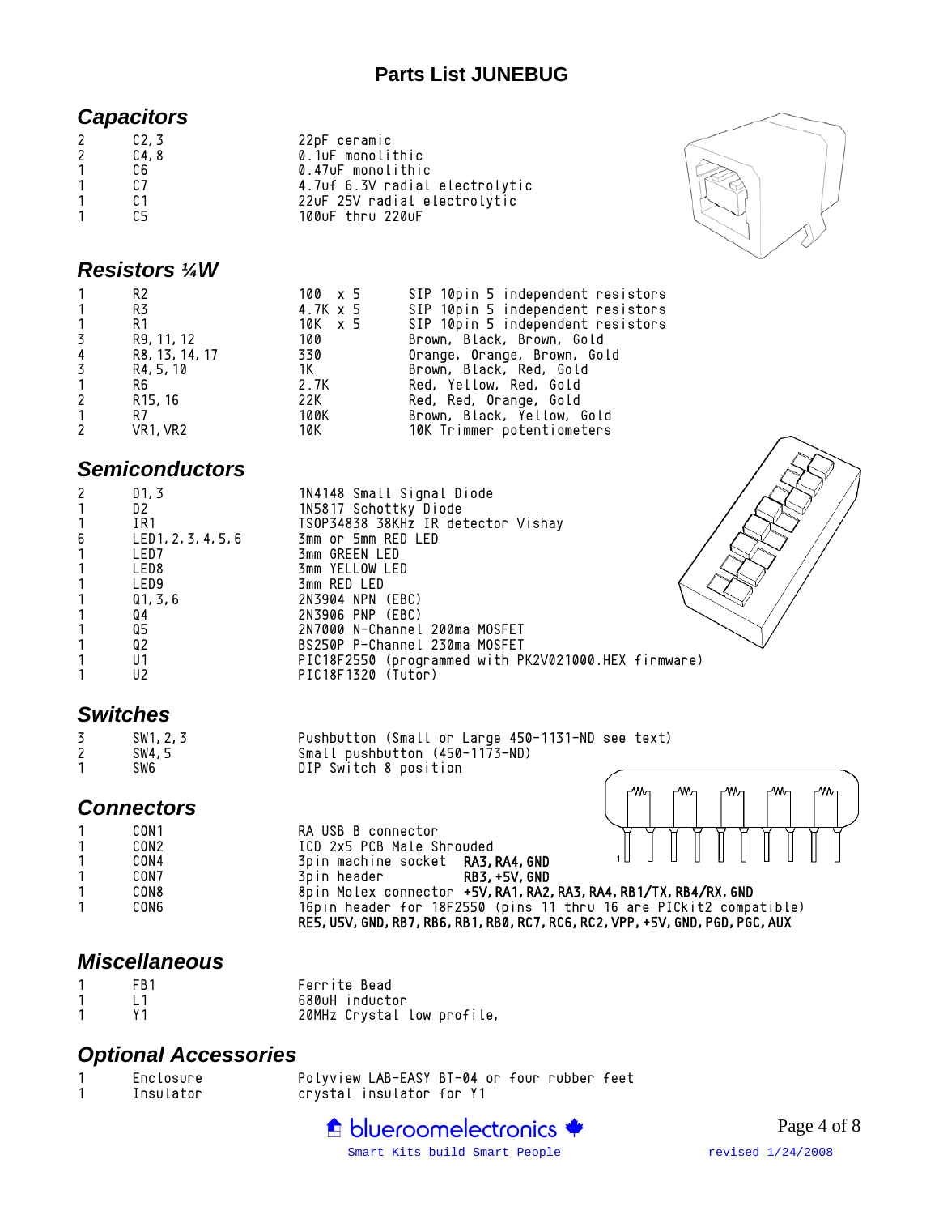# Parts List JUNEBUG

## *Capacitors*

| | | |
|---|---|---|
| 2 | C2,3 | 22pF ceramic |
| 2 | C4,8 | 0.1uF monolithic |
| 1 | C6 | 0.47uF monolithic |
| 1 | C7 | 4.7uf 6.3V radial electrolytic |
| 1 | C1 | 22uF 25V radial electrolytic |
| 1 | C5 | 100uF thru 220uF |

## *Resistors ¼W*

| | | | |
|---|---|---|---|
| 1 | R2 | 100 x 5 | SIP 10pin 5 independent resistors |
| 1 | R3 | 4.7K x 5 | SIP 10pin 5 independent resistors |
| 1 | R1 | 10K x 5 | SIP 10pin 5 independent resistors |
| 3 | R9,11,12 | 100 | Brown, Black, Brown, Gold |
| 4 | R8,13,14,17 | 330 | Orange, Orange, Brown, Gold |
| 3 | R4,5,10 | 1K | Brown, Black, Red, Gold |
| 1 | R6 | 2.7K | Red, Yellow, Red, Gold |
| 2 | R15,16 | 22K | Red, Red, Orange, Gold |
| 1 | R7 | 100K | Brown, Black, Yellow, Gold |
| 2 | VR1,VR2 | 10K | 10K Trimmer potentiometers |

## *Semiconductors*

| | | |
|---|---|---|
| 2 | D1,3 | 1N4148 Small Signal Diode |
| 1 | D2 | 1N5817 Schottky Diode |
| 1 | IR1 | TSOP34838 38KHz IR detector Vishay |
| 6 | LED1,2,3,4,5,6 | 3mm or 5mm RED LED |
| 1 | LED7 | 3mm GREEN LED |
| 1 | LED8 | 3mm YELLOW LED |
| 1 | LED9 | 3mm RED LED |
| 1 | Q1,3,6 | 2N3904 NPN (EBC) |
| 1 | Q4 | 2N3906 PNP (EBC) |
| 1 | Q5 | 2N7000 N-Channel 200ma MOSFET |
| 1 | Q2 | BS250P P-Channel 230ma MOSFET |
| 1 | U1 | PIC18F2550 (programmed with PK2V021000.HEX firmware) |
| 1 | U2 | PIC18F1320 (Tutor) |

## *Switches*

| | | |
|---|---|---|
| 3 | SW1,2,3 | Pushbutton (Small or Large 450-1131-ND see text) |
| 2 | SW4,5 | Small pushbutton (450-1173-ND) |
| 1 | SW6 | DIP Switch 8 position |

## *Connectors*

| | | |
|---|---|---|
| 1 | CON1 | RA USB B connector |
| 1 | CON2 | ICD 2x5 PCB Male Shrouded |
| 1 | CON4 | 3pin machine socket **RA3,RA4,GND** |
| 1 | CON7 | 3pin header **RB3,+5V,GND** |
| 1 | CON8 | 8pin Molex connector **+5V,RA1,RA2,RA3,RA4,RB1/TX,RB4/RX,GND** |
| 1 | CON6 | 16pin header for 18F2550 (pins 11 thru 16 are PICkit2 compatible) **RE5,U5V,GND,RB7,RB6,RB1,RB0,RC7,RC6,RC2,VPP,+5V,GND,PGD,PGC,AUX** |

## *Miscellaneous*

| | | |
|---|---|---|
| 1 | FB1 | Ferrite Bead |
| 1 | L1 | 680uH inductor |
| 1 | Y1 | 20MHz Crystal low profile, |

## *Optional Accessories*

| | | |
|---|---|---|
| 1 | Enclosure | Polyview LAB-EASY BT-04 or four rubber feet |
| 1 | Insulator | crystal insulator for Y1 |

blueroomelectronics
Smart Kits build Smart People

revised 1/24/2008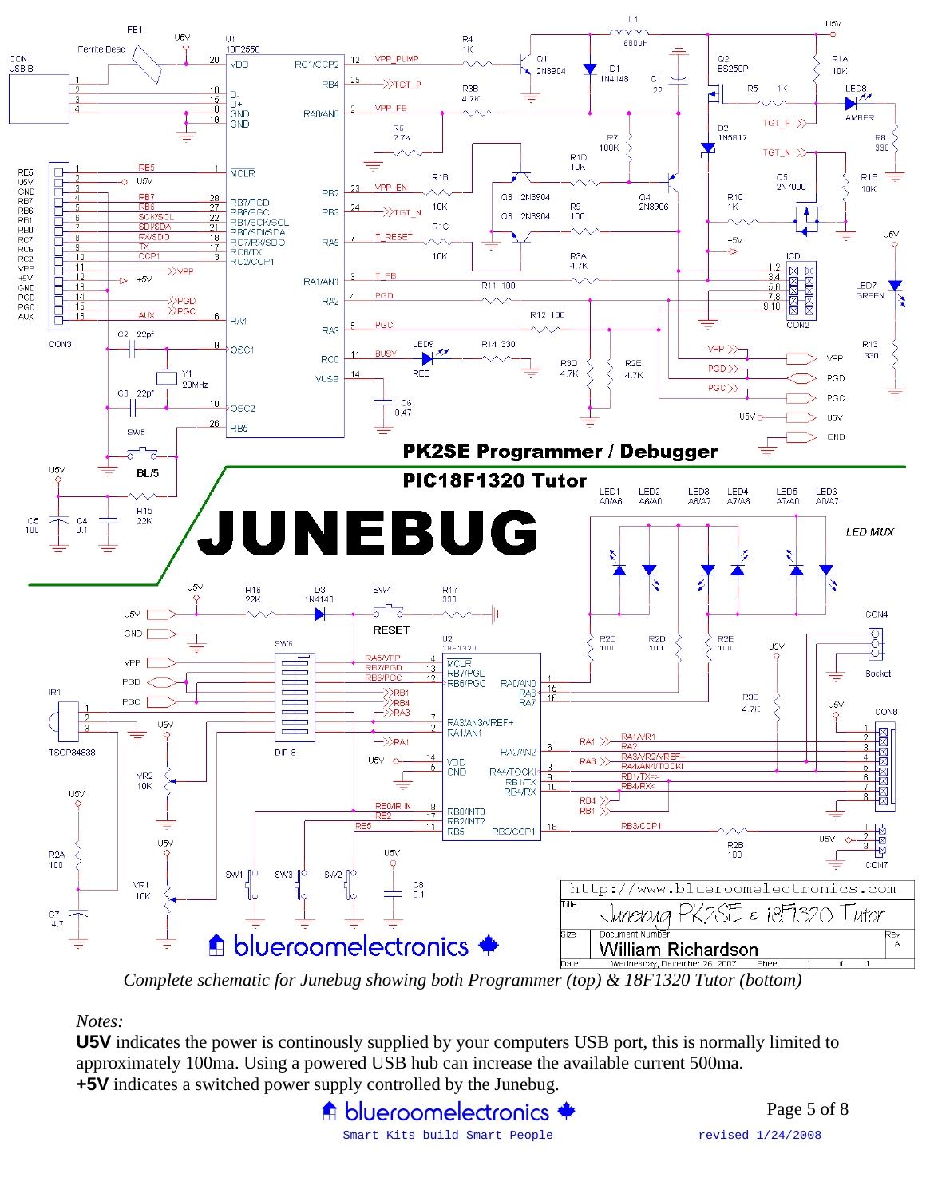*Complete schematic for Junebug showing both Programmer (top) & 18F1320 Tutor (bottom)*

*Notes:*

**U5V** indicates the power is continously supplied by your computers USB port, this is normally limited to approximately 100ma. Using a powered USB hub can increase the available current 500ma.

**+5V** indicates a switched power supply controlled by the Junebug.

blueroomelectronics

Smart Kits build Smart People

revised 1/24/2008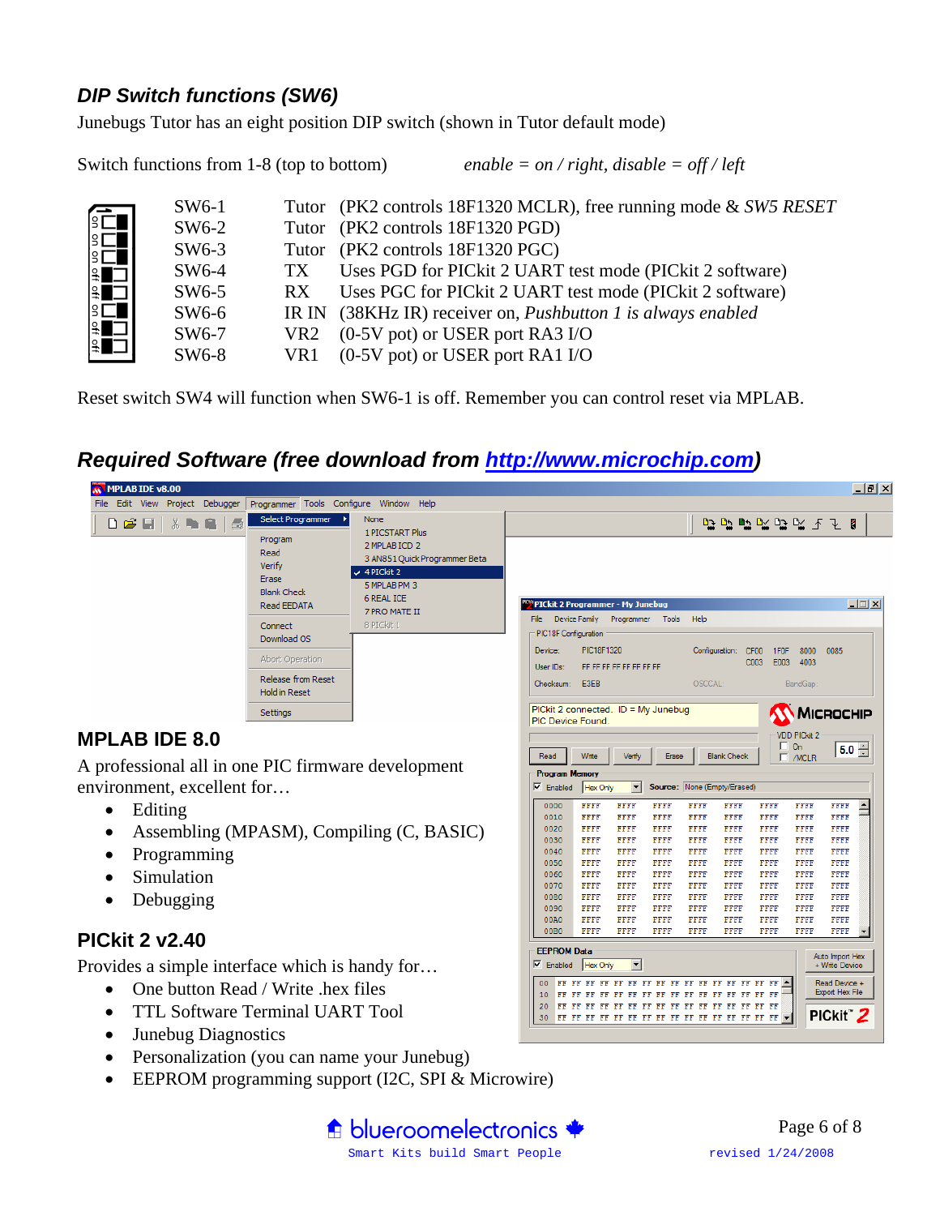## *DIP Switch functions (SW6)*

Junebugs Tutor has an eight position DIP switch (shown in Tutor default mode)

Switch functions from 1-8 (top to bottom) *enable = on / right, disable = off / left*

| Switch | Function | Description |
|---|---|---|
| SW6-1 | Tutor | (PK2 controls 18F1320 MCLR), free running mode & *SW5 RESET* |
| SW6-2 | Tutor | (PK2 controls 18F1320 PGD) |
| SW6-3 | Tutor | (PK2 controls 18F1320 PGC) |
| SW6-4 | TX | Uses PGD for PICkit 2 UART test mode (PICkit 2 software) |
| SW6-5 | RX | Uses PGC for PICkit 2 UART test mode (PICkit 2 software) |
| SW6-6 | IR IN | (38KHz IR) receiver on, *Pushbutton 1 is always enabled* |
| SW6-7 | VR2 | (0-5V pot) or USER port RA3 I/O |
| SW6-8 | VR1 | (0-5V pot) or USER port RA1 I/O |

Reset switch SW4 will function when SW6-1 is off. Remember you can control reset via MPLAB.

## *Required Software (free download from http://www.microchip.com)*

## MPLAB IDE 8.0

A professional all in one PIC firmware development environment, excellent for…

- Editing
- Assembling (MPASM), Compiling (C, BASIC)
- Programming
- Simulation
- Debugging

## PICkit 2 v2.40

Provides a simple interface which is handy for…

- One button Read / Write .hex files
- TTL Software Terminal UART Tool
- Junebug Diagnostics
- Personalization (you can name your Junebug)
- EEPROM programming support (I2C, SPI & Microwire)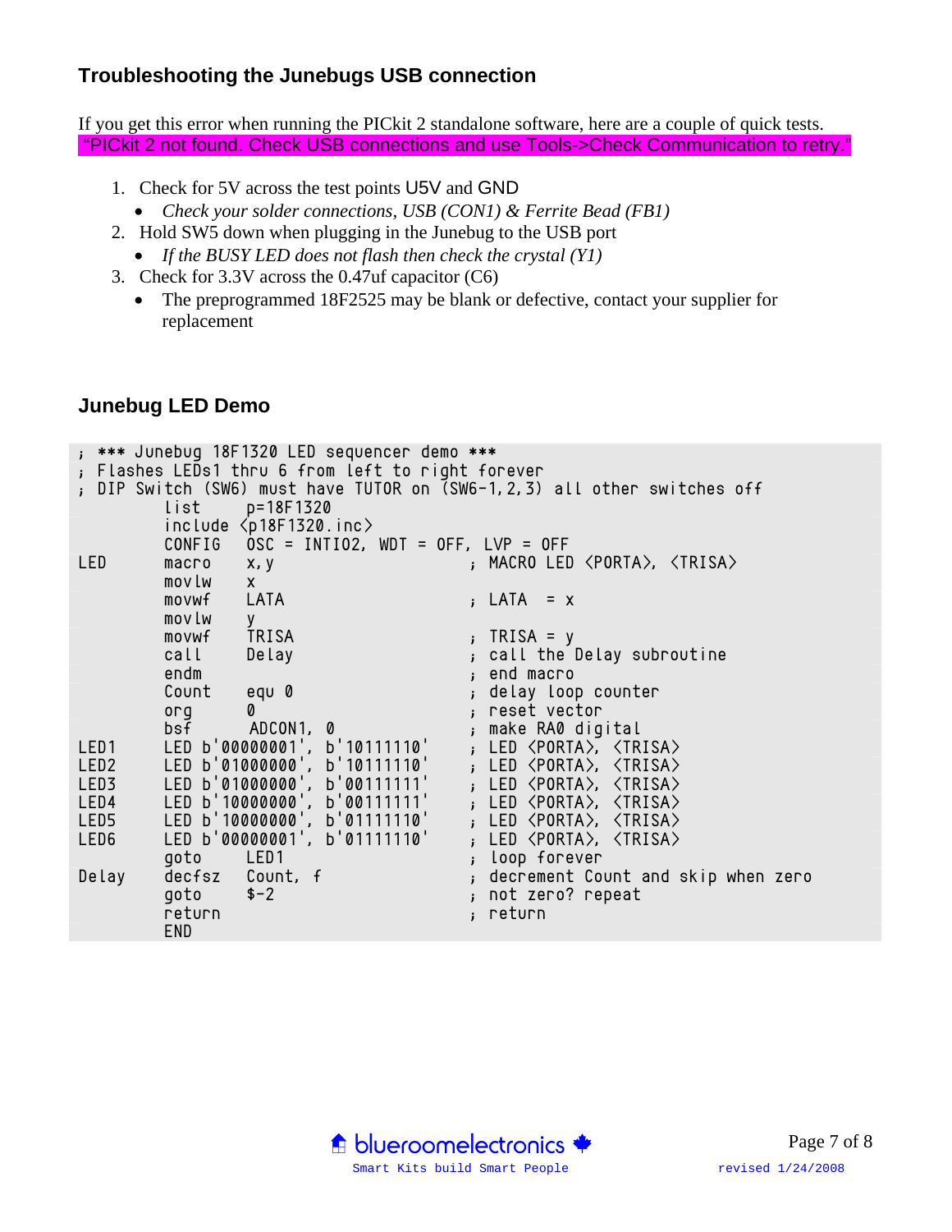## Troubleshooting the Junebugs USB connection

If you get this error when running the PICkit 2 standalone software, here are a couple of quick tests.
"PICkit 2 not found. Check USB connections and use Tools->Check Communication to retry."

1. Check for 5V across the test points U5V and GND
   - *Check your solder connections, USB (CON1) & Ferrite Bead (FB1)*
2. Hold SW5 down when plugging in the Junebug to the USB port
   - *If the BUSY LED does not flash then check the crystal (Y1)*
3. Check for 3.3V across the 0.47uf capacitor (C6)
   - The preprogrammed 18F2525 may be blank or defective, contact your supplier for replacement

## Junebug LED Demo

```
; *** Junebug 18F1320 LED sequencer demo ***
; Flashes LEDs1 thru 6 from left to right forever
; DIP Switch (SW6) must have TUTOR on (SW6-1,2,3) all other switches off
        list    p=18F1320
        include <p18F1320.inc>
        CONFIG  OSC = INTIO2, WDT = OFF, LVP = OFF
LED     macro   x,y                     ; MACRO LED <PORTA>, <TRISA>
        movlw   x
        movwf   LATA                    ; LATA  = x
        movlw   y
        movwf   TRISA                   ; TRISA = y
        call    Delay                   ; call the Delay subroutine
        endm                            ; end macro
        Count   equ 0                   ; delay loop counter
        org     0                       ; reset vector
        bsf      ADCON1, 0              ; make RA0 digital
LED1    LED b'00000001', b'10111110'    ; LED <PORTA>, <TRISA>
LED2    LED b'01000000', b'10111110'    ; LED <PORTA>, <TRISA>
LED3    LED b'01000000', b'00111111'    ; LED <PORTA>, <TRISA>
LED4    LED b'10000000', b'00111111'    ; LED <PORTA>, <TRISA>
LED5    LED b'10000000', b'01111110'    ; LED <PORTA>, <TRISA>
LED6    LED b'00000001', b'01111110'    ; LED <PORTA>, <TRISA>
        goto    LED1                    ; loop forever
Delay   decfsz  Count, f                ; decrement Count and skip when zero
        goto    $-2                     ; not zero? repeat
        return                          ; return
        END
```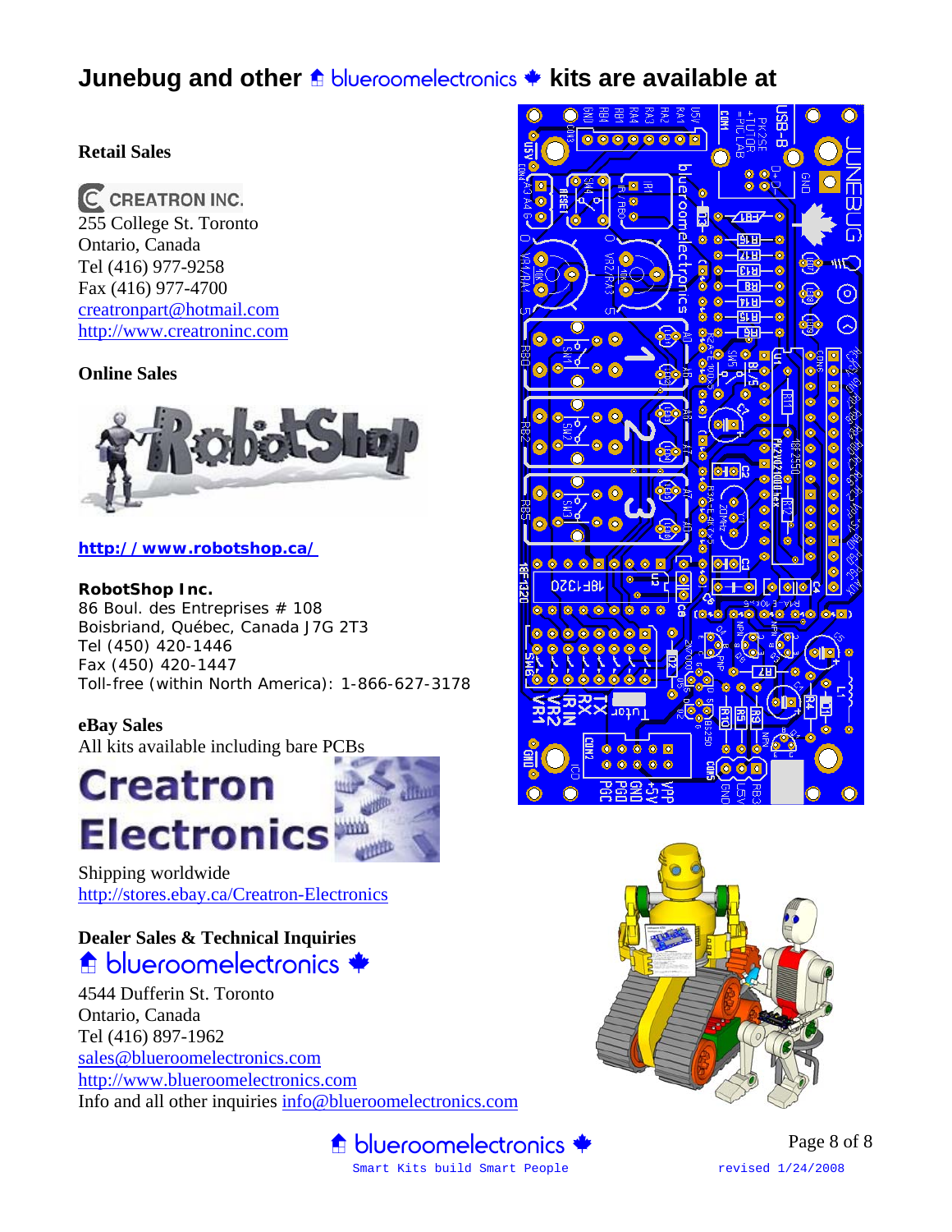# Junebug and other blueroomelectronics kits are available at

**Retail Sales**

CREATRON INC.
255 College St. Toronto
Ontario, Canada
Tel (416) 977-9258
Fax (416) 977-4700
creatronpart@hotmail.com
http://www.creatroninc.com

**Online Sales**

**http://www.robotshop.ca/**

**RobotShop Inc.**
86 Boul. des Entreprises # 108
Boisbriand, Québec, Canada J7G 2T3
Tel (450) 420-1446
Fax (450) 420-1447
Toll-free (within North America): 1-866-627-3178

**eBay Sales**
All kits available including bare PCBs

Creatron Electronics

Shipping worldwide
http://stores.ebay.ca/Creatron-Electronics

**Dealer Sales & Technical Inquiries**
blueroomelectronics

4544 Dufferin St. Toronto
Ontario, Canada
Tel (416) 897-1962
sales@blueroomelectronics.com
http://www.blueroomelectronics.com
Info and all other inquiries info@blueroomelectronics.com

blueroomelectronics
Smart Kits build Smart People

revised 1/24/2008